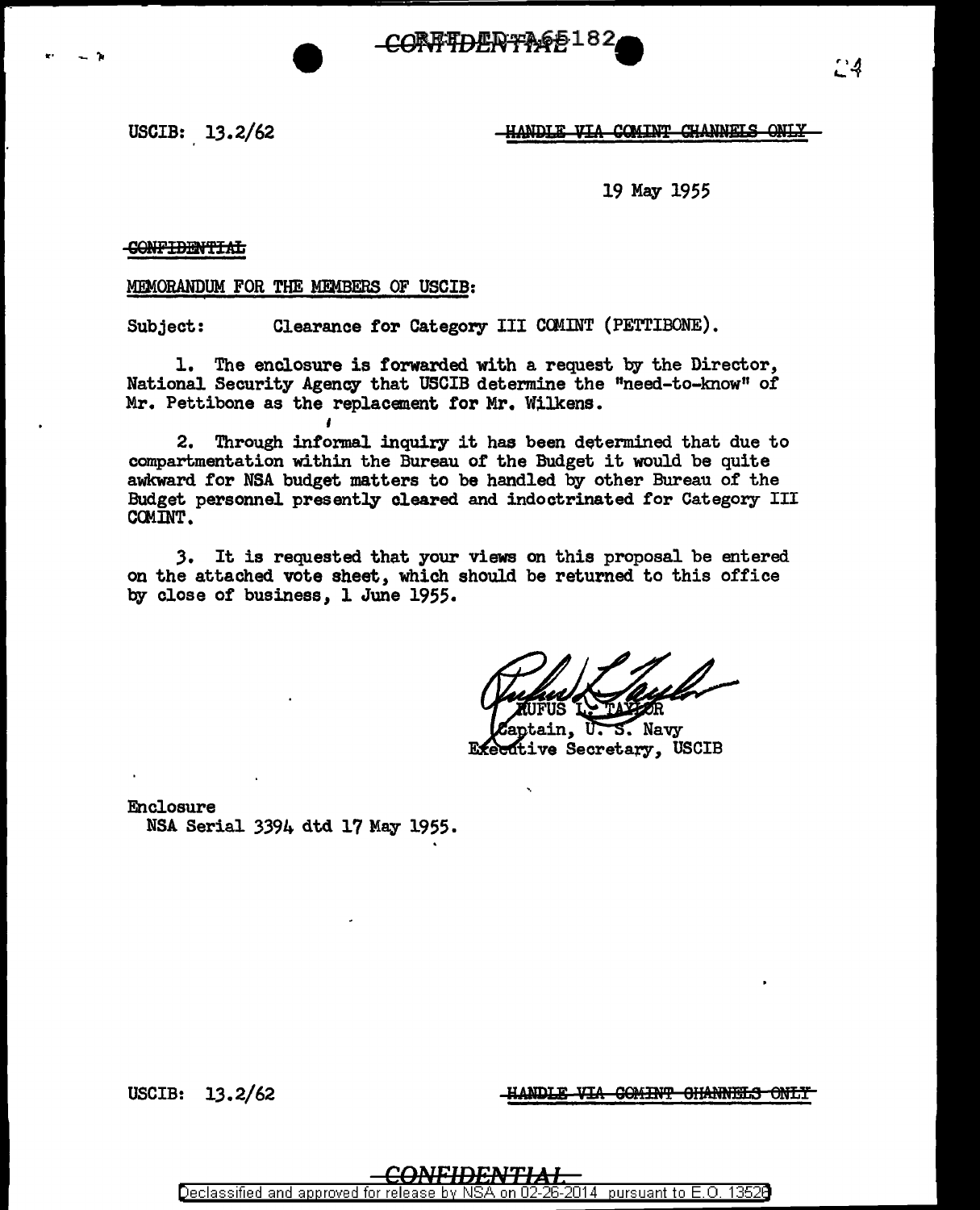USCIB: 13.2/62

HANDLE VIA COMINT CHANNELS ONLY

19 May 1955

CONFIDENTIAL

MEMORANDUM FOR THE MEMBERS OF USCIB:

Subject: Clearance for Category III COMINT (PETTIBONE).

1. The enclosure is forwarded with a request by the Director, National Security Agency that USCIB determine the "need-to-know" of Mr. Pettibone as the replacement for Mr. Wilkens.

2. Through informal inquiry it has been determined that due to compartmentation within the Bureau of the Budget it would be quite awkward for NSA budget matters to be handled by other Bureau of the Budget personnel presently cleared and indoctrinated for Category III COMINT.

3. It is requested that your views on this proposal be entered on the attached vote sheet, which should be returned to this office by close of business, 1 June 1955.

RUFUS L. TAYLOR
Captain, U. S. Navy
Executive Secretary, USCIB

Enclosure
NSA Serial 3394 dtd 17 May 1955.

USCIB: 13.2/62

HANDLE VIA COMINT CHANNELS ONLY

CONFIDENTIAL

Declassified and approved for release by NSA on 02-26-2014 pursuant to E.O. 13526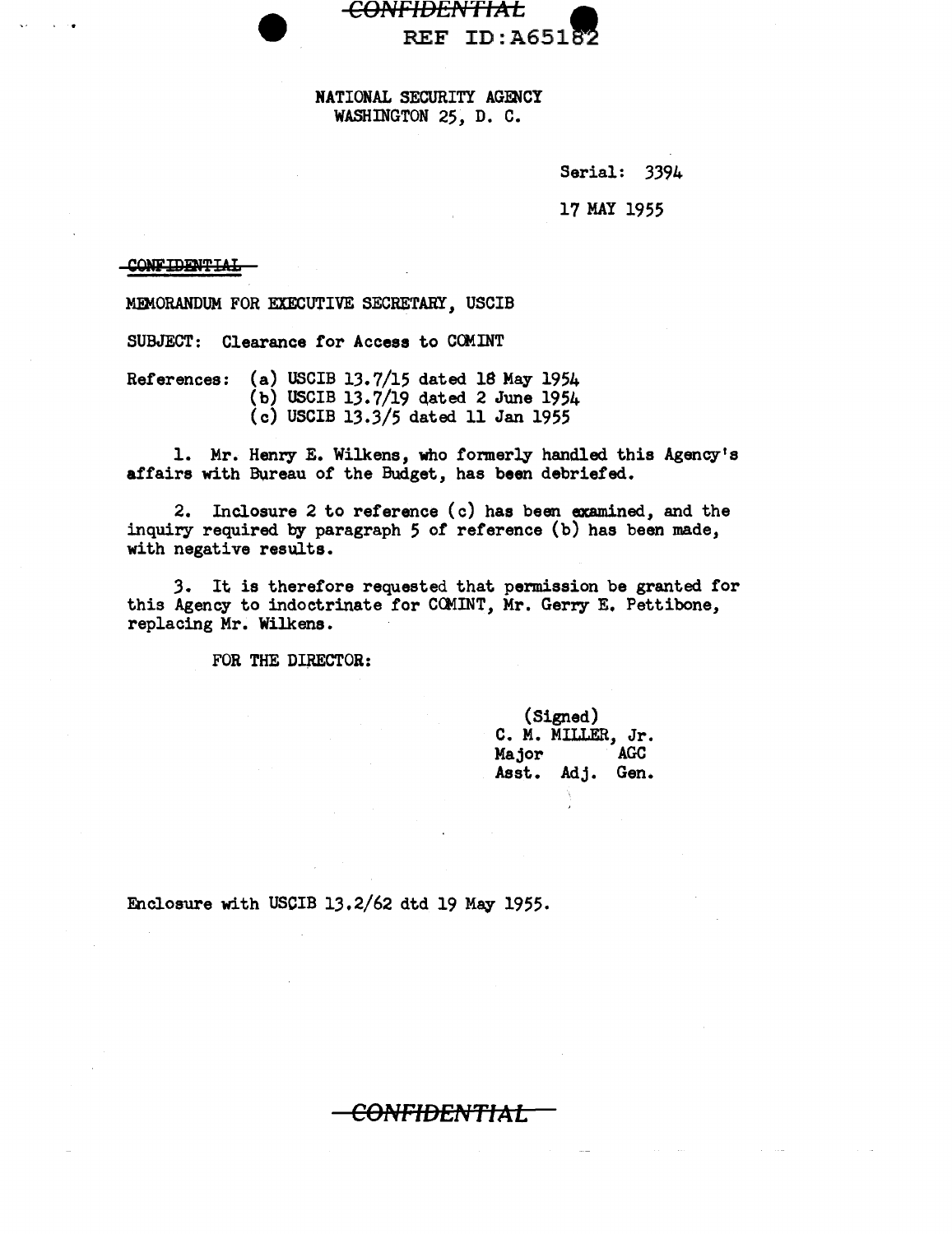NATIONAL SECURITY AGENCY
WASHINGTON 25, D. C.

Serial: 3394

17 MAY 1955

~~CONFIDENTIAL~~

MEMORANDUM FOR EXECUTIVE SECRETARY, USCIB

SUBJECT: Clearance for Access to COMINT

References:
(a) USCIB 13.7/15 dated 18 May 1954
(b) USCIB 13.7/19 dated 2 June 1954
(c) USCIB 13.3/5 dated 11 Jan 1955

1. Mr. Henry E. Wilkens, who formerly handled this Agency's affairs with Bureau of the Budget, has been debriefed.

2. Inclosure 2 to reference (c) has been examined, and the inquiry required by paragraph 5 of reference (b) has been made, with negative results.

3. It is therefore requested that permission be granted for this Agency to indoctrinate for COMINT, Mr. Gerry E. Pettibone, replacing Mr. Wilkens.

FOR THE DIRECTOR:

(Signed)
C. M. MILLER, Jr.
Major AGC
Asst. Adj. Gen.

Enclosure with USCIB 13.2/62 dtd 19 May 1955.